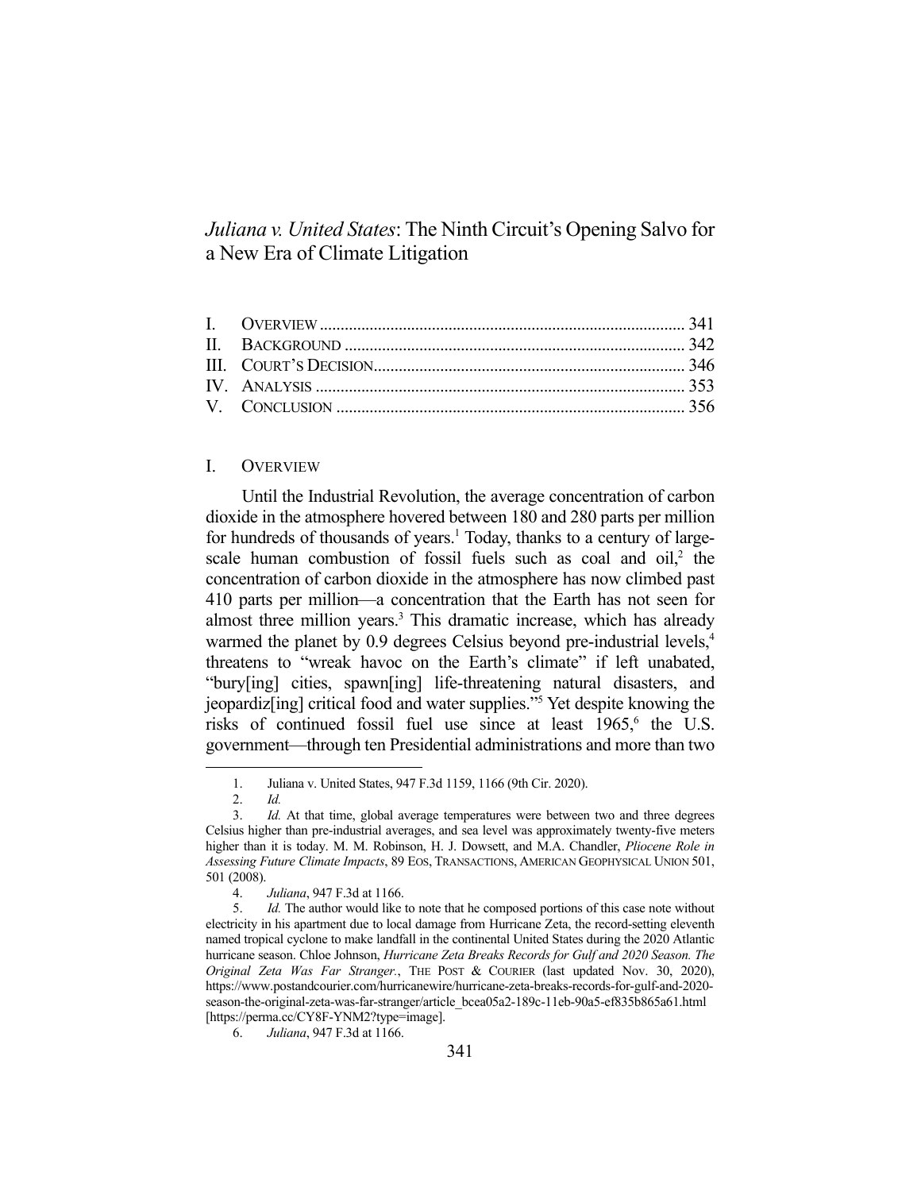# *Juliana v. United States*: The Ninth Circuit's Opening Salvo for a New Era of Climate Litigation

| | | |
|---|---|---|
| I. | OVERVIEW | 341 |
| II. | BACKGROUND | 342 |
| III. | COURT'S DECISION | 346 |
| IV. | ANALYSIS | 353 |
| V. | CONCLUSION | 356 |

## I. OVERVIEW

Until the Industrial Revolution, the average concentration of carbon dioxide in the atmosphere hovered between 180 and 280 parts per million for hundreds of thousands of years.[1] Today, thanks to a century of large-scale human combustion of fossil fuels such as coal and oil,[2] the concentration of carbon dioxide in the atmosphere has now climbed past 410 parts per million—a concentration that the Earth has not seen for almost three million years.[3] This dramatic increase, which has already warmed the planet by 0.9 degrees Celsius beyond pre-industrial levels,[4] threatens to "wreak havoc on the Earth's climate" if left unabated, "bury[ing] cities, spawn[ing] life-threatening natural disasters, and jeopardiz[ing] critical food and water supplies."[5] Yet despite knowing the risks of continued fossil fuel use since at least 1965,[6] the U.S. government—through ten Presidential administrations and more than two

---

1. Juliana v. United States, 947 F.3d 1159, 1166 (9th Cir. 2020).
2. *Id.*
3. *Id.* At that time, global average temperatures were between two and three degrees Celsius higher than pre-industrial averages, and sea level was approximately twenty-five meters higher than it is today. M. M. Robinson, H. J. Dowsett, and M.A. Chandler, *Pliocene Role in Assessing Future Climate Impacts*, 89 EOS, TRANSACTIONS, AMERICAN GEOPHYSICAL UNION 501, 501 (2008).
4. *Juliana*, 947 F.3d at 1166.
5. *Id.* The author would like to note that he composed portions of this case note without electricity in his apartment due to local damage from Hurricane Zeta, the record-setting eleventh named tropical cyclone to make landfall in the continental United States during the 2020 Atlantic hurricane season. Chloe Johnson, *Hurricane Zeta Breaks Records for Gulf and 2020 Season. The Original Zeta Was Far Stranger.*, THE POST & COURIER (last updated Nov. 30, 2020), https://www.postandcourier.com/hurricanewire/hurricane-zeta-breaks-records-for-gulf-and-2020-season-the-original-zeta-was-far-stranger/article_bcea05a2-189c-11eb-90a5-ef835b865a61.html [https://perma.cc/CY8F-YNM2?type=image].
6. *Juliana*, 947 F.3d at 1166.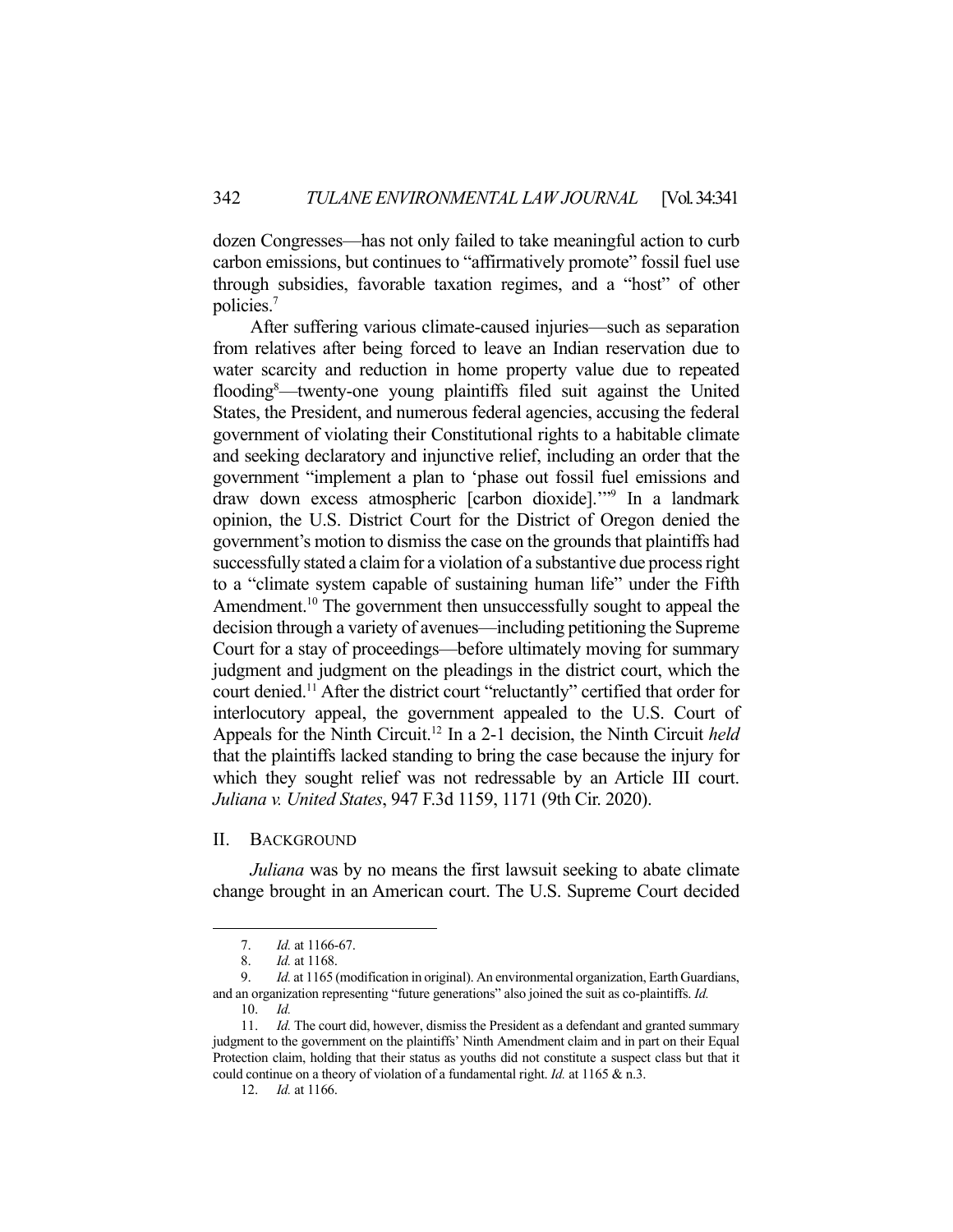dozen Congresses—has not only failed to take meaningful action to curb carbon emissions, but continues to "affirmatively promote" fossil fuel use through subsidies, favorable taxation regimes, and a "host" of other policies.[7]

After suffering various climate-caused injuries—such as separation from relatives after being forced to leave an Indian reservation due to water scarcity and reduction in home property value due to repeated flooding[8]—twenty-one young plaintiffs filed suit against the United States, the President, and numerous federal agencies, accusing the federal government of violating their Constitutional rights to a habitable climate and seeking declaratory and injunctive relief, including an order that the government "implement a plan to 'phase out fossil fuel emissions and draw down excess atmospheric [carbon dioxide].'"[9] In a landmark opinion, the U.S. District Court for the District of Oregon denied the government's motion to dismiss the case on the grounds that plaintiffs had successfully stated a claim for a violation of a substantive due process right to a "climate system capable of sustaining human life" under the Fifth Amendment.[10] The government then unsuccessfully sought to appeal the decision through a variety of avenues—including petitioning the Supreme Court for a stay of proceedings—before ultimately moving for summary judgment and judgment on the pleadings in the district court, which the court denied.[11] After the district court "reluctantly" certified that order for interlocutory appeal, the government appealed to the U.S. Court of Appeals for the Ninth Circuit.[12] In a 2-1 decision, the Ninth Circuit *held* that the plaintiffs lacked standing to bring the case because the injury for which they sought relief was not redressable by an Article III court. *Juliana v. United States*, 947 F.3d 1159, 1171 (9th Cir. 2020).

## II. BACKGROUND

*Juliana* was by no means the first lawsuit seeking to abate climate change brought in an American court. The U.S. Supreme Court decided

---

7. *Id.* at 1166-67.

8. *Id.* at 1168.

9. *Id.* at 1165 (modification in original). An environmental organization, Earth Guardians, and an organization representing "future generations" also joined the suit as co-plaintiffs. *Id.*

10. *Id.*

11. *Id.* The court did, however, dismiss the President as a defendant and granted summary judgment to the government on the plaintiffs' Ninth Amendment claim and in part on their Equal Protection claim, holding that their status as youths did not constitute a suspect class but that it could continue on a theory of violation of a fundamental right. *Id.* at 1165 & n.3.

12. *Id.* at 1166.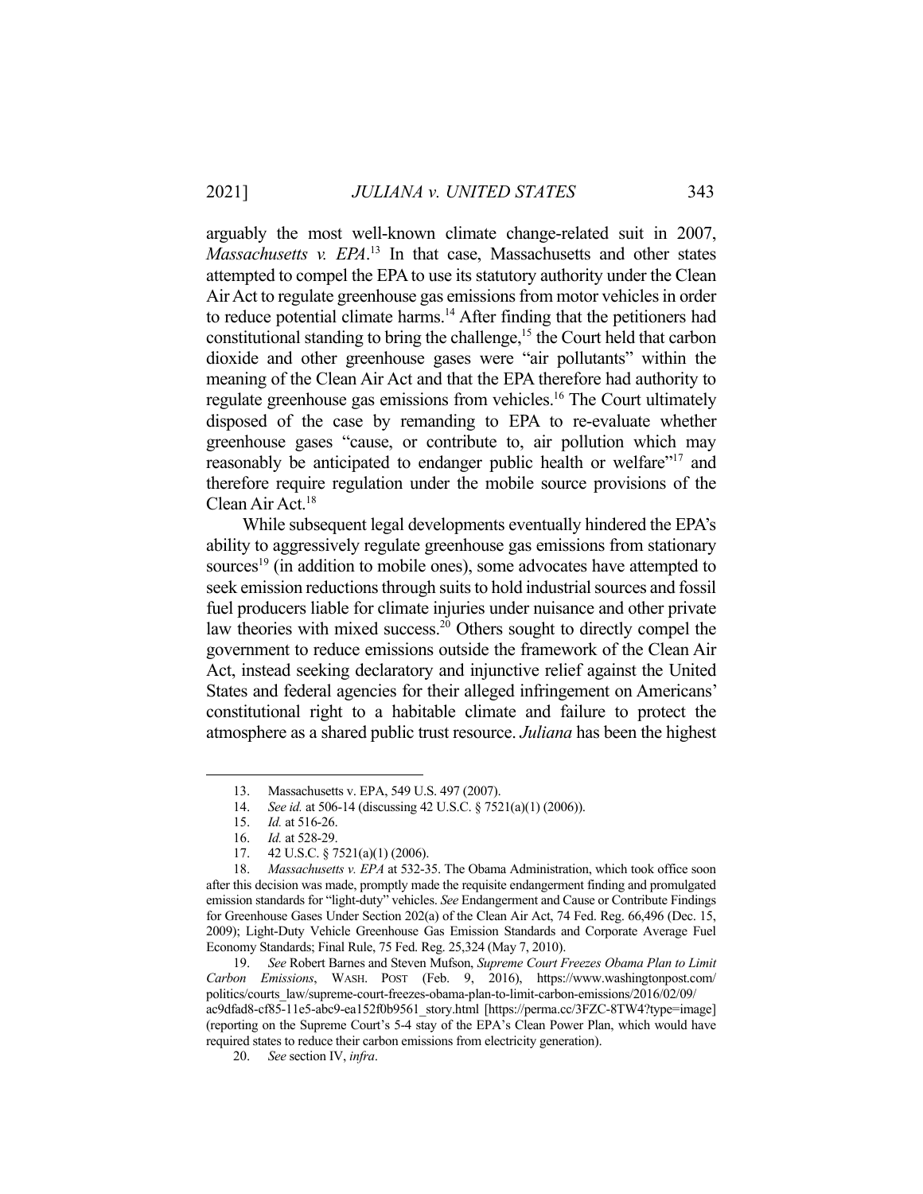arguably the most well-known climate change-related suit in 2007, *Massachusetts v. EPA*.[13] In that case, Massachusetts and other states attempted to compel the EPA to use its statutory authority under the Clean Air Act to regulate greenhouse gas emissions from motor vehicles in order to reduce potential climate harms.[14] After finding that the petitioners had constitutional standing to bring the challenge,[15] the Court held that carbon dioxide and other greenhouse gases were "air pollutants" within the meaning of the Clean Air Act and that the EPA therefore had authority to regulate greenhouse gas emissions from vehicles.[16] The Court ultimately disposed of the case by remanding to EPA to re-evaluate whether greenhouse gases "cause, or contribute to, air pollution which may reasonably be anticipated to endanger public health or welfare"[17] and therefore require regulation under the mobile source provisions of the Clean Air Act.[18]

While subsequent legal developments eventually hindered the EPA's ability to aggressively regulate greenhouse gas emissions from stationary sources[19] (in addition to mobile ones), some advocates have attempted to seek emission reductions through suits to hold industrial sources and fossil fuel producers liable for climate injuries under nuisance and other private law theories with mixed success.[20] Others sought to directly compel the government to reduce emissions outside the framework of the Clean Air Act, instead seeking declaratory and injunctive relief against the United States and federal agencies for their alleged infringement on Americans' constitutional right to a habitable climate and failure to protect the atmosphere as a shared public trust resource. *Juliana* has been the highest

---

13. Massachusetts v. EPA, 549 U.S. 497 (2007).
14. *See id.* at 506-14 (discussing 42 U.S.C. § 7521(a)(1) (2006)).
15. *Id.* at 516-26.
16. *Id.* at 528-29.
17. 42 U.S.C. § 7521(a)(1) (2006).
18. *Massachusetts v. EPA* at 532-35. The Obama Administration, which took office soon after this decision was made, promptly made the requisite endangerment finding and promulgated emission standards for "light-duty" vehicles. *See* Endangerment and Cause or Contribute Findings for Greenhouse Gases Under Section 202(a) of the Clean Air Act, 74 Fed. Reg. 66,496 (Dec. 15, 2009); Light-Duty Vehicle Greenhouse Gas Emission Standards and Corporate Average Fuel Economy Standards; Final Rule, 75 Fed. Reg. 25,324 (May 7, 2010).
19. *See* Robert Barnes and Steven Mufson, *Supreme Court Freezes Obama Plan to Limit Carbon Emissions*, WASH. POST (Feb. 9, 2016), https://www.washingtonpost.com/politics/courts_law/supreme-court-freezes-obama-plan-to-limit-carbon-emissions/2016/02/09/ac9dfad8-cf85-11e5-abc9-ea152f0b9561_story.html [https://perma.cc/3FZC-8TW4?type=image] (reporting on the Supreme Court's 5-4 stay of the EPA's Clean Power Plan, which would have required states to reduce their carbon emissions from electricity generation).
20. *See* section IV, *infra*.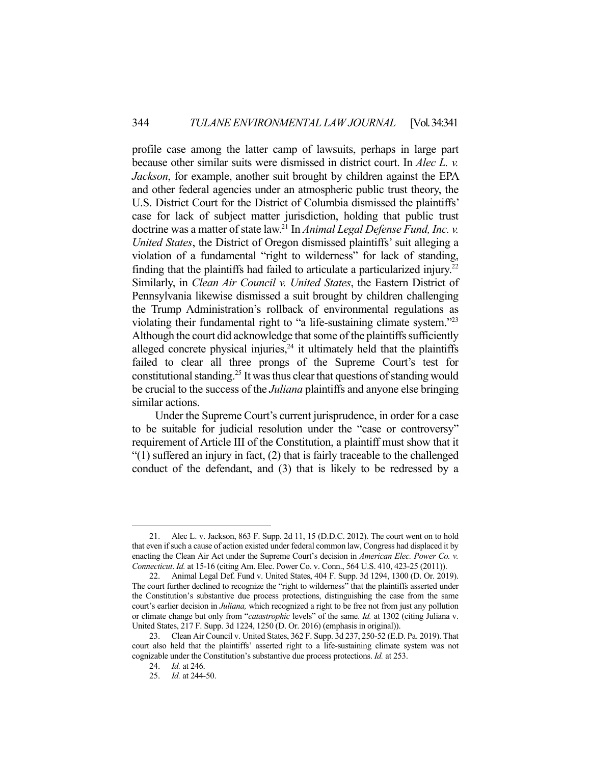profile case among the latter camp of lawsuits, perhaps in large part because other similar suits were dismissed in district court. In *Alec L. v. Jackson*, for example, another suit brought by children against the EPA and other federal agencies under an atmospheric public trust theory, the U.S. District Court for the District of Columbia dismissed the plaintiffs' case for lack of subject matter jurisdiction, holding that public trust doctrine was a matter of state law.[21] In *Animal Legal Defense Fund, Inc. v. United States*, the District of Oregon dismissed plaintiffs' suit alleging a violation of a fundamental "right to wilderness" for lack of standing, finding that the plaintiffs had failed to articulate a particularized injury.[22] Similarly, in *Clean Air Council v. United States*, the Eastern District of Pennsylvania likewise dismissed a suit brought by children challenging the Trump Administration's rollback of environmental regulations as violating their fundamental right to "a life-sustaining climate system."[23] Although the court did acknowledge that some of the plaintiffs sufficiently alleged concrete physical injuries,[24] it ultimately held that the plaintiffs failed to clear all three prongs of the Supreme Court's test for constitutional standing.[25] It was thus clear that questions of standing would be crucial to the success of the *Juliana* plaintiffs and anyone else bringing similar actions.

Under the Supreme Court's current jurisprudence, in order for a case to be suitable for judicial resolution under the "case or controversy" requirement of Article III of the Constitution, a plaintiff must show that it "(1) suffered an injury in fact, (2) that is fairly traceable to the challenged conduct of the defendant, and (3) that is likely to be redressed by a

---

21. Alec L. v. Jackson, 863 F. Supp. 2d 11, 15 (D.D.C. 2012). The court went on to hold that even if such a cause of action existed under federal common law, Congress had displaced it by enacting the Clean Air Act under the Supreme Court's decision in *American Elec. Power Co. v. Connecticut*. *Id.* at 15-16 (citing Am. Elec. Power Co. v. Conn., 564 U.S. 410, 423-25 (2011)).

22. Animal Legal Def. Fund v. United States, 404 F. Supp. 3d 1294, 1300 (D. Or. 2019). The court further declined to recognize the "right to wilderness" that the plaintiffs asserted under the Constitution's substantive due process protections, distinguishing the case from the same court's earlier decision in *Juliana,* which recognized a right to be free not from just any pollution or climate change but only from "*catastrophic* levels" of the same. *Id.* at 1302 (citing Juliana v. United States, 217 F. Supp. 3d 1224, 1250 (D. Or. 2016) (emphasis in original)).

23. Clean Air Council v. United States, 362 F. Supp. 3d 237, 250-52 (E.D. Pa. 2019). That court also held that the plaintiffs' asserted right to a life-sustaining climate system was not cognizable under the Constitution's substantive due process protections. *Id.* at 253.

24. *Id.* at 246.

25. *Id.* at 244-50.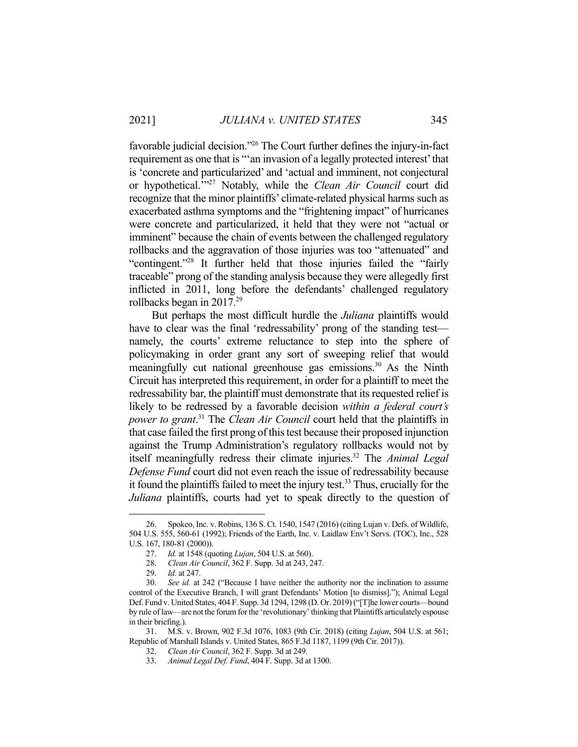favorable judicial decision."[26] The Court further defines the injury-in-fact requirement as one that is "'an invasion of a legally protected interest' that is 'concrete and particularized' and 'actual and imminent, not conjectural or hypothetical.'"[27] Notably, while the *Clean Air Council* court did recognize that the minor plaintiffs' climate-related physical harms such as exacerbated asthma symptoms and the "frightening impact" of hurricanes were concrete and particularized, it held that they were not "actual or imminent" because the chain of events between the challenged regulatory rollbacks and the aggravation of those injuries was too "attenuated" and "contingent."[28] It further held that those injuries failed the "fairly traceable" prong of the standing analysis because they were allegedly first inflicted in 2011, long before the defendants' challenged regulatory rollbacks began in 2017.[29]

But perhaps the most difficult hurdle the *Juliana* plaintiffs would have to clear was the final 'redressability' prong of the standing test—namely, the courts' extreme reluctance to step into the sphere of policymaking in order grant any sort of sweeping relief that would meaningfully cut national greenhouse gas emissions.[30] As the Ninth Circuit has interpreted this requirement, in order for a plaintiff to meet the redressability bar, the plaintiff must demonstrate that its requested relief is likely to be redressed by a favorable decision *within a federal court's power to grant*.[31] The *Clean Air Council* court held that the plaintiffs in that case failed the first prong of this test because their proposed injunction against the Trump Administration's regulatory rollbacks would not by itself meaningfully redress their climate injuries.[32] The *Animal Legal Defense Fund* court did not even reach the issue of redressability because it found the plaintiffs failed to meet the injury test.[33] Thus, crucially for the *Juliana* plaintiffs, courts had yet to speak directly to the question of

---

26. Spokeo, Inc. v. Robins, 136 S. Ct. 1540, 1547 (2016) (citing Lujan v. Defs. of Wildlife, 504 U.S. 555, 560-61 (1992); Friends of the Earth, Inc. v. Laidlaw Env't Servs. (TOC), Inc., 528 U.S. 167, 180-81 (2000)).

27. *Id.* at 1548 (quoting *Lujan*, 504 U.S. at 560).

28. *Clean Air Council*, 362 F. Supp. 3d at 243, 247.

29. *Id.* at 247.

30. *See id.* at 242 ("Because I have neither the authority nor the inclination to assume control of the Executive Branch, I will grant Defendants' Motion [to dismiss]."); Animal Legal Def. Fund v. United States, 404 F. Supp. 3d 1294, 1298 (D. Or. 2019) ("[T]he lower courts—bound by rule of law—are not the forum for the 'revolutionary' thinking that Plaintiffs articulately espouse in their briefing.).

31. M.S. v. Brown, 902 F.3d 1076, 1083 (9th Cir. 2018) (citing *Lujan*, 504 U.S. at 561; Republic of Marshall Islands v. United States, 865 F.3d 1187, 1199 (9th Cir. 2017)).

32. *Clean Air Council*, 362 F. Supp. 3d at 249.

33. *Animal Legal Def. Fund*, 404 F. Supp. 3d at 1300.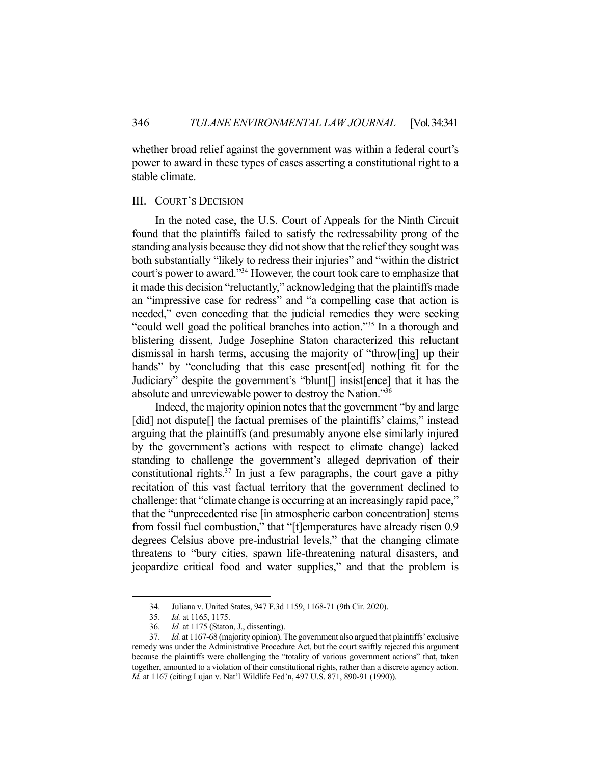whether broad relief against the government was within a federal court's power to award in these types of cases asserting a constitutional right to a stable climate.

## III. COURT'S DECISION

In the noted case, the U.S. Court of Appeals for the Ninth Circuit found that the plaintiffs failed to satisfy the redressability prong of the standing analysis because they did not show that the relief they sought was both substantially "likely to redress their injuries" and "within the district court's power to award."[34] However, the court took care to emphasize that it made this decision "reluctantly," acknowledging that the plaintiffs made an "impressive case for redress" and "a compelling case that action is needed," even conceding that the judicial remedies they were seeking "could well goad the political branches into action."[35] In a thorough and blistering dissent, Judge Josephine Staton characterized this reluctant dismissal in harsh terms, accusing the majority of "throw[ing] up their hands" by "concluding that this case present[ed] nothing fit for the Judiciary" despite the government's "blunt[] insist[ence] that it has the absolute and unreviewable power to destroy the Nation."[36]

Indeed, the majority opinion notes that the government "by and large [did] not dispute[] the factual premises of the plaintiffs' claims," instead arguing that the plaintiffs (and presumably anyone else similarly injured by the government's actions with respect to climate change) lacked standing to challenge the government's alleged deprivation of their constitutional rights.[37] In just a few paragraphs, the court gave a pithy recitation of this vast factual territory that the government declined to challenge: that "climate change is occurring at an increasingly rapid pace," that the "unprecedented rise [in atmospheric carbon concentration] stems from fossil fuel combustion," that "[t]emperatures have already risen 0.9 degrees Celsius above pre-industrial levels," that the changing climate threatens to "bury cities, spawn life-threatening natural disasters, and jeopardize critical food and water supplies," and that the problem is

---

34. Juliana v. United States, 947 F.3d 1159, 1168-71 (9th Cir. 2020).

35. *Id.* at 1165, 1175.

36. *Id.* at 1175 (Staton, J., dissenting).

37. *Id.* at 1167-68 (majority opinion). The government also argued that plaintiffs' exclusive remedy was under the Administrative Procedure Act, but the court swiftly rejected this argument because the plaintiffs were challenging the "totality of various government actions" that, taken together, amounted to a violation of their constitutional rights, rather than a discrete agency action. *Id.* at 1167 (citing Lujan v. Nat'l Wildlife Fed'n, 497 U.S. 871, 890-91 (1990)).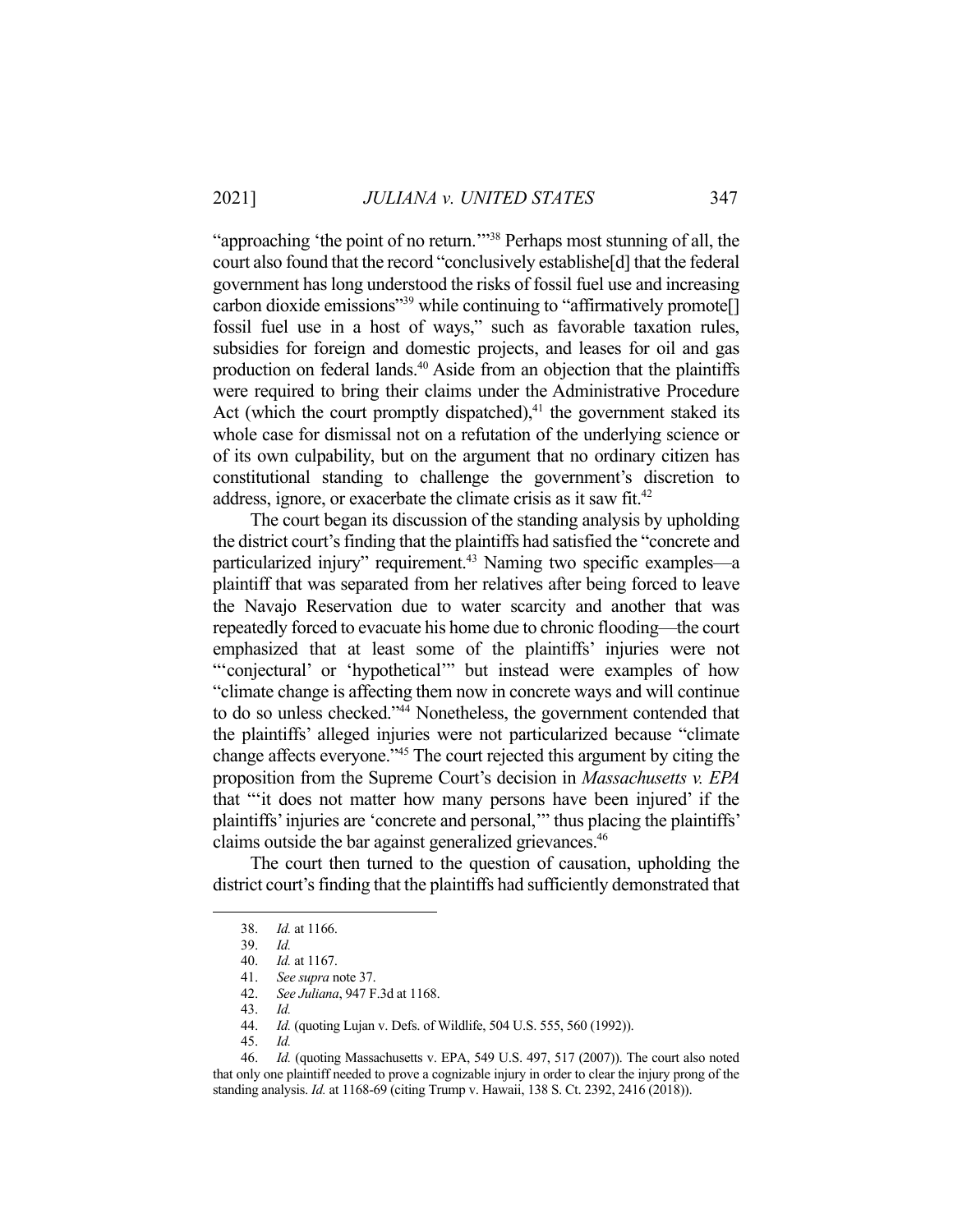"approaching 'the point of no return.'"[38] Perhaps most stunning of all, the court also found that the record "conclusively establishe[d] that the federal government has long understood the risks of fossil fuel use and increasing carbon dioxide emissions"[39] while continuing to "affirmatively promote[] fossil fuel use in a host of ways," such as favorable taxation rules, subsidies for foreign and domestic projects, and leases for oil and gas production on federal lands.[40] Aside from an objection that the plaintiffs were required to bring their claims under the Administrative Procedure Act (which the court promptly dispatched),[41] the government staked its whole case for dismissal not on a refutation of the underlying science or of its own culpability, but on the argument that no ordinary citizen has constitutional standing to challenge the government's discretion to address, ignore, or exacerbate the climate crisis as it saw fit.[42]

The court began its discussion of the standing analysis by upholding the district court's finding that the plaintiffs had satisfied the "concrete and particularized injury" requirement.[43] Naming two specific examples—a plaintiff that was separated from her relatives after being forced to leave the Navajo Reservation due to water scarcity and another that was repeatedly forced to evacuate his home due to chronic flooding—the court emphasized that at least some of the plaintiffs' injuries were not "'conjectural' or 'hypothetical'" but instead were examples of how "climate change is affecting them now in concrete ways and will continue to do so unless checked."[44] Nonetheless, the government contended that the plaintiffs' alleged injuries were not particularized because "climate change affects everyone."[45] The court rejected this argument by citing the proposition from the Supreme Court's decision in *Massachusetts v. EPA* that "'it does not matter how many persons have been injured' if the plaintiffs' injuries are 'concrete and personal,'" thus placing the plaintiffs' claims outside the bar against generalized grievances.[46]

The court then turned to the question of causation, upholding the district court's finding that the plaintiffs had sufficiently demonstrated that

---

38. *Id.* at 1166.

39. *Id.*

40. *Id.* at 1167.

41. *See supra* note 37.

42. *See Juliana*, 947 F.3d at 1168.

43. *Id.*

44. *Id.* (quoting Lujan v. Defs. of Wildlife, 504 U.S. 555, 560 (1992)).

45. *Id.*

46. *Id.* (quoting Massachusetts v. EPA, 549 U.S. 497, 517 (2007)). The court also noted that only one plaintiff needed to prove a cognizable injury in order to clear the injury prong of the standing analysis. *Id.* at 1168-69 (citing Trump v. Hawaii, 138 S. Ct. 2392, 2416 (2018)).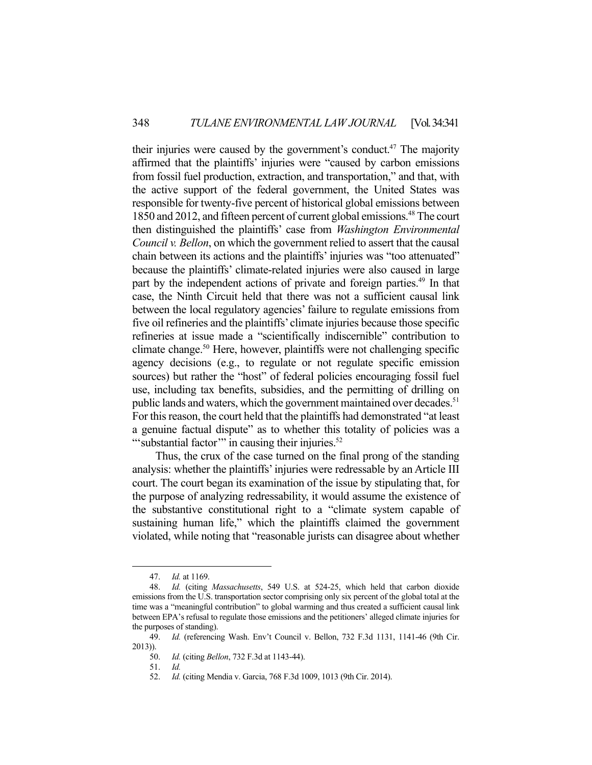their injuries were caused by the government's conduct.[47] The majority affirmed that the plaintiffs' injuries were "caused by carbon emissions from fossil fuel production, extraction, and transportation," and that, with the active support of the federal government, the United States was responsible for twenty-five percent of historical global emissions between 1850 and 2012, and fifteen percent of current global emissions.[48] The court then distinguished the plaintiffs' case from *Washington Environmental Council v. Bellon*, on which the government relied to assert that the causal chain between its actions and the plaintiffs' injuries was "too attenuated" because the plaintiffs' climate-related injuries were also caused in large part by the independent actions of private and foreign parties.[49] In that case, the Ninth Circuit held that there was not a sufficient causal link between the local regulatory agencies' failure to regulate emissions from five oil refineries and the plaintiffs' climate injuries because those specific refineries at issue made a "scientifically indiscernible" contribution to climate change.[50] Here, however, plaintiffs were not challenging specific agency decisions (e.g., to regulate or not regulate specific emission sources) but rather the "host" of federal policies encouraging fossil fuel use, including tax benefits, subsidies, and the permitting of drilling on public lands and waters, which the government maintained over decades.[51] For this reason, the court held that the plaintiffs had demonstrated "at least a genuine factual dispute" as to whether this totality of policies was a "'substantial factor'" in causing their injuries.[52]

Thus, the crux of the case turned on the final prong of the standing analysis: whether the plaintiffs' injuries were redressable by an Article III court. The court began its examination of the issue by stipulating that, for the purpose of analyzing redressability, it would assume the existence of the substantive constitutional right to a "climate system capable of sustaining human life," which the plaintiffs claimed the government violated, while noting that "reasonable jurists can disagree about whether

---

47. *Id.* at 1169.

48. *Id.* (citing *Massachusetts*, 549 U.S. at 524-25, which held that carbon dioxide emissions from the U.S. transportation sector comprising only six percent of the global total at the time was a "meaningful contribution" to global warming and thus created a sufficient causal link between EPA's refusal to regulate those emissions and the petitioners' alleged climate injuries for the purposes of standing).

49. *Id.* (referencing Wash. Env't Council v. Bellon, 732 F.3d 1131, 1141-46 (9th Cir. 2013)).

50. *Id.* (citing *Bellon*, 732 F.3d at 1143-44).

51. *Id.*

52. *Id.* (citing Mendia v. Garcia, 768 F.3d 1009, 1013 (9th Cir. 2014).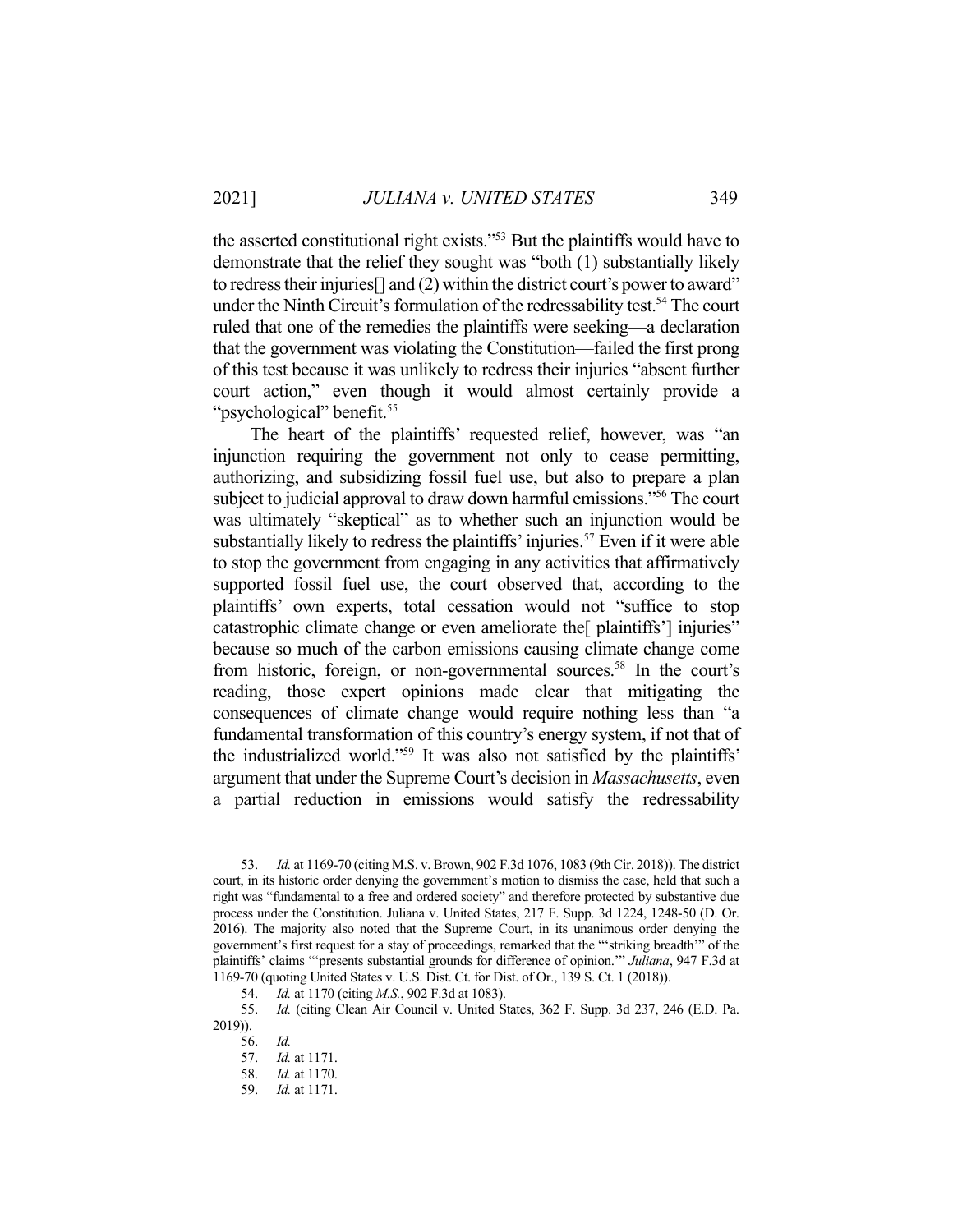the asserted constitutional right exists."[53] But the plaintiffs would have to demonstrate that the relief they sought was "both (1) substantially likely to redress their injuries[] and (2) within the district court's power to award" under the Ninth Circuit's formulation of the redressability test.[54] The court ruled that one of the remedies the plaintiffs were seeking—a declaration that the government was violating the Constitution—failed the first prong of this test because it was unlikely to redress their injuries "absent further court action," even though it would almost certainly provide a "psychological" benefit.[55]

The heart of the plaintiffs' requested relief, however, was "an injunction requiring the government not only to cease permitting, authorizing, and subsidizing fossil fuel use, but also to prepare a plan subject to judicial approval to draw down harmful emissions."[56] The court was ultimately "skeptical" as to whether such an injunction would be substantially likely to redress the plaintiffs' injuries.[57] Even if it were able to stop the government from engaging in any activities that affirmatively supported fossil fuel use, the court observed that, according to the plaintiffs' own experts, total cessation would not "suffice to stop catastrophic climate change or even ameliorate the[ plaintiffs'] injuries" because so much of the carbon emissions causing climate change come from historic, foreign, or non-governmental sources.[58] In the court's reading, those expert opinions made clear that mitigating the consequences of climate change would require nothing less than "a fundamental transformation of this country's energy system, if not that of the industrialized world."[59] It was also not satisfied by the plaintiffs' argument that under the Supreme Court's decision in *Massachusetts*, even a partial reduction in emissions would satisfy the redressability

---

53. *Id.* at 1169-70 (citing M.S. v. Brown, 902 F.3d 1076, 1083 (9th Cir. 2018)). The district court, in its historic order denying the government's motion to dismiss the case, held that such a right was "fundamental to a free and ordered society" and therefore protected by substantive due process under the Constitution. Juliana v. United States, 217 F. Supp. 3d 1224, 1248-50 (D. Or. 2016). The majority also noted that the Supreme Court, in its unanimous order denying the government's first request for a stay of proceedings, remarked that the "'striking breadth'" of the plaintiffs' claims "'presents substantial grounds for difference of opinion.'" *Juliana*, 947 F.3d at 1169-70 (quoting United States v. U.S. Dist. Ct. for Dist. of Or., 139 S. Ct. 1 (2018)).

54. *Id.* at 1170 (citing *M.S.*, 902 F.3d at 1083).

55. *Id.* (citing Clean Air Council v. United States, 362 F. Supp. 3d 237, 246 (E.D. Pa. 2019)).

56. *Id.*

57. *Id.* at 1171.

58. *Id.* at 1170.

59. *Id.* at 1171.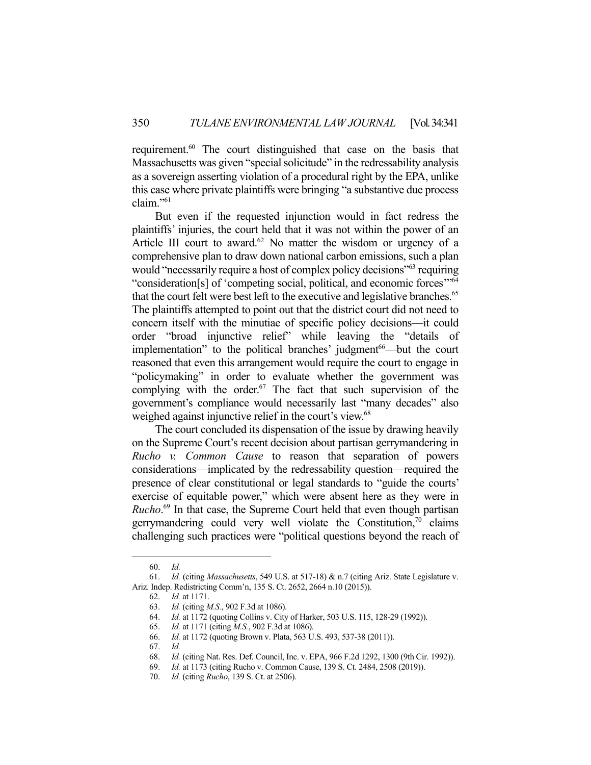requirement.[60] The court distinguished that case on the basis that Massachusetts was given "special solicitude" in the redressability analysis as a sovereign asserting violation of a procedural right by the EPA, unlike this case where private plaintiffs were bringing "a substantive due process claim."[61]

But even if the requested injunction would in fact redress the plaintiffs' injuries, the court held that it was not within the power of an Article III court to award.[62] No matter the wisdom or urgency of a comprehensive plan to draw down national carbon emissions, such a plan would "necessarily require a host of complex policy decisions"[63] requiring "consideration[s] of 'competing social, political, and economic forces'"[64] that the court felt were best left to the executive and legislative branches.[65] The plaintiffs attempted to point out that the district court did not need to concern itself with the minutiae of specific policy decisions—it could order "broad injunctive relief" while leaving the "details of implementation" to the political branches' judgment[66]—but the court reasoned that even this arrangement would require the court to engage in "policymaking" in order to evaluate whether the government was complying with the order.[67] The fact that such supervision of the government's compliance would necessarily last "many decades" also weighed against injunctive relief in the court's view.[68]

The court concluded its dispensation of the issue by drawing heavily on the Supreme Court's recent decision about partisan gerrymandering in *Rucho v. Common Cause* to reason that separation of powers considerations—implicated by the redressability question—required the presence of clear constitutional or legal standards to "guide the courts' exercise of equitable power," which were absent here as they were in *Rucho*.[69] In that case, the Supreme Court held that even though partisan gerrymandering could very well violate the Constitution,[70] claims challenging such practices were "political questions beyond the reach of

---

60. *Id.*

61. *Id.* (citing *Massachusetts*, 549 U.S. at 517-18) & n.7 (citing Ariz. State Legislature v. Ariz. Indep. Redistricting Comm'n, 135 S. Ct. 2652, 2664 n.10 (2015)).

62. *Id.* at 1171.

63. *Id.* (citing *M.S.*, 902 F.3d at 1086).

64. *Id.* at 1172 (quoting Collins v. City of Harker, 503 U.S. 115, 128-29 (1992)).

65. *Id.* at 1171 (citing *M.S.*, 902 F.3d at 1086).

66. *Id.* at 1172 (quoting Brown v. Plata, 563 U.S. 493, 537-38 (2011)).

67. *Id.*

68. *Id.* (citing Nat. Res. Def. Council, Inc. v. EPA, 966 F.2d 1292, 1300 (9th Cir. 1992)).

69. *Id.* at 1173 (citing Rucho v. Common Cause, 139 S. Ct. 2484, 2508 (2019)).

70. *Id.* (citing *Rucho*, 139 S. Ct. at 2506).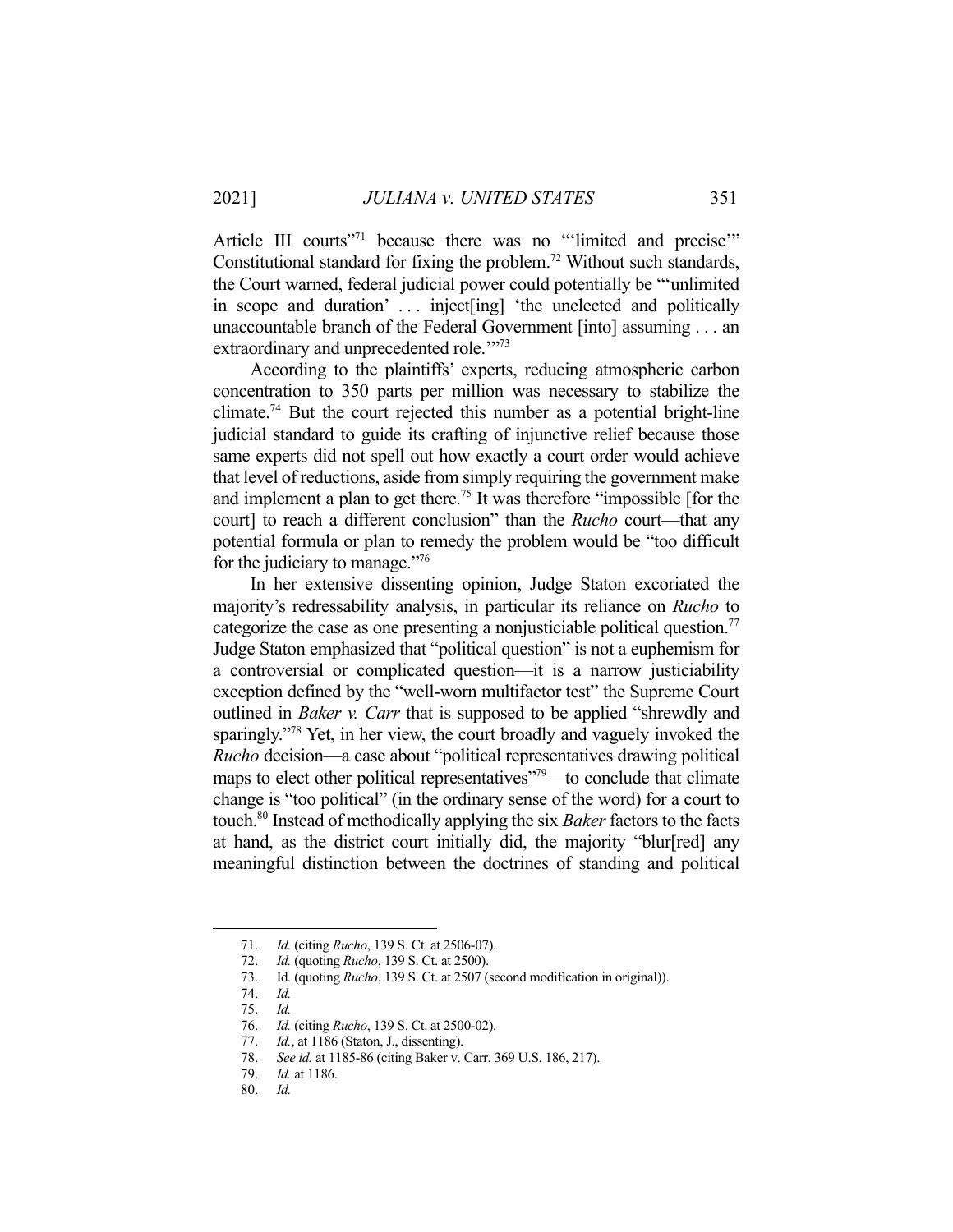Article III courts"[71] because there was no "'limited and precise'" Constitutional standard for fixing the problem.[72] Without such standards, the Court warned, federal judicial power could potentially be "'unlimited in scope and duration' . . . inject[ing] 'the unelected and politically unaccountable branch of the Federal Government [into] assuming . . . an extraordinary and unprecedented role.'"[73]

According to the plaintiffs' experts, reducing atmospheric carbon concentration to 350 parts per million was necessary to stabilize the climate.[74] But the court rejected this number as a potential bright-line judicial standard to guide its crafting of injunctive relief because those same experts did not spell out how exactly a court order would achieve that level of reductions, aside from simply requiring the government make and implement a plan to get there.[75] It was therefore "impossible [for the court] to reach a different conclusion" than the *Rucho* court—that any potential formula or plan to remedy the problem would be "too difficult for the judiciary to manage."[76]

In her extensive dissenting opinion, Judge Staton excoriated the majority's redressability analysis, in particular its reliance on *Rucho* to categorize the case as one presenting a nonjusticiable political question.[77] Judge Staton emphasized that "political question" is not a euphemism for a controversial or complicated question—it is a narrow justiciability exception defined by the "well-worn multifactor test" the Supreme Court outlined in *Baker v. Carr* that is supposed to be applied "shrewdly and sparingly."[78] Yet, in her view, the court broadly and vaguely invoked the *Rucho* decision—a case about "political representatives drawing political maps to elect other political representatives"[79]—to conclude that climate change is "too political" (in the ordinary sense of the word) for a court to touch.[80] Instead of methodically applying the six *Baker* factors to the facts at hand, as the district court initially did, the majority "blur[red] any meaningful distinction between the doctrines of standing and political

71. *Id.* (citing *Rucho*, 139 S. Ct. at 2506-07).
72. *Id.* (quoting *Rucho*, 139 S. Ct. at 2500).
73. Id*.* (quoting *Rucho*, 139 S. Ct. at 2507 (second modification in original)).
74. *Id.*
75. *Id.*
76. *Id.* (citing *Rucho*, 139 S. Ct. at 2500-02).
77. *Id.*, at 1186 (Staton, J., dissenting).
78. *See id.* at 1185-86 (citing Baker v. Carr, 369 U.S. 186, 217).
79. *Id.* at 1186.
80. *Id.*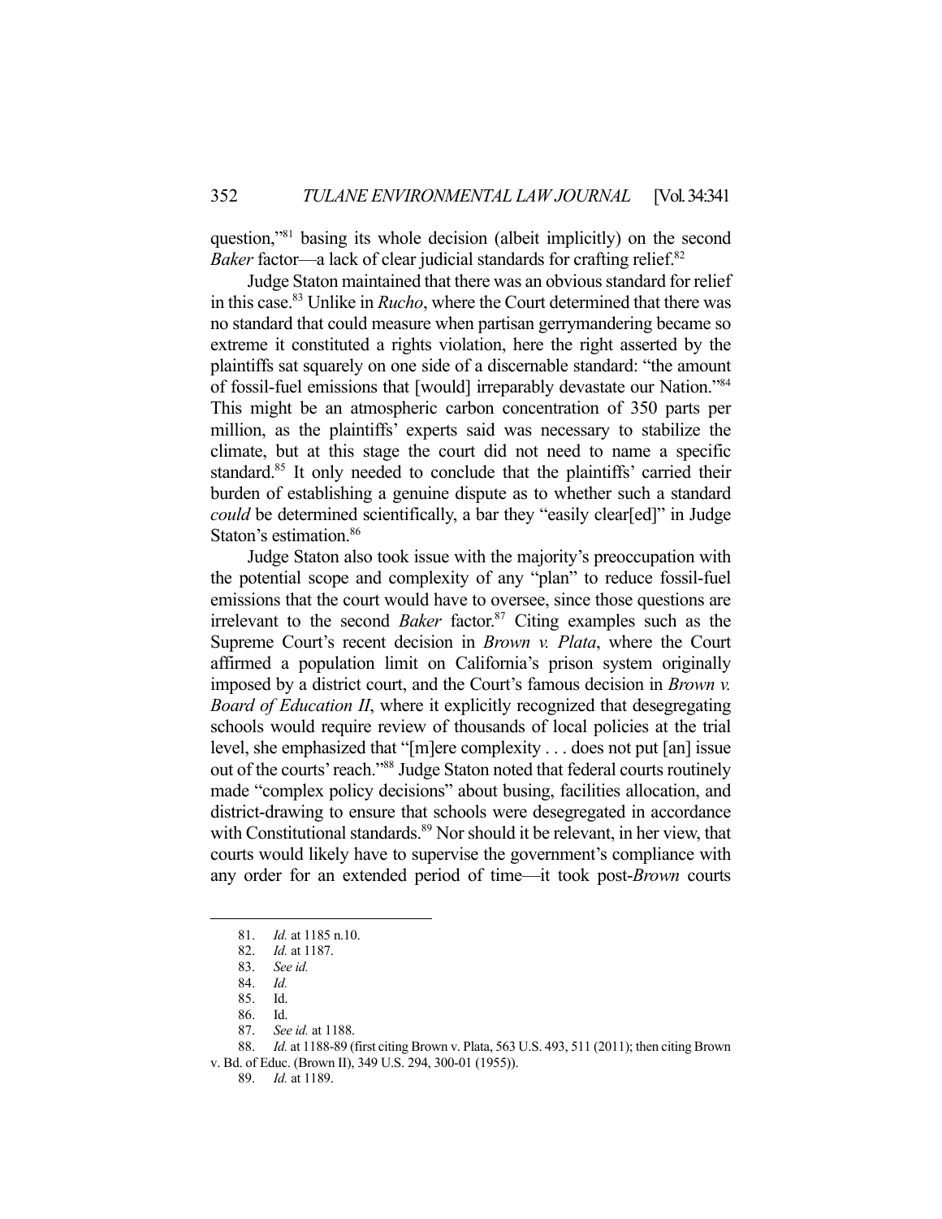question,"[81] basing its whole decision (albeit implicitly) on the second *Baker* factor—a lack of clear judicial standards for crafting relief.[82]

Judge Staton maintained that there was an obvious standard for relief in this case.[83] Unlike in *Rucho*, where the Court determined that there was no standard that could measure when partisan gerrymandering became so extreme it constituted a rights violation, here the right asserted by the plaintiffs sat squarely on one side of a discernable standard: "the amount of fossil-fuel emissions that [would] irreparably devastate our Nation."[84] This might be an atmospheric carbon concentration of 350 parts per million, as the plaintiffs' experts said was necessary to stabilize the climate, but at this stage the court did not need to name a specific standard.[85] It only needed to conclude that the plaintiffs' carried their burden of establishing a genuine dispute as to whether such a standard *could* be determined scientifically, a bar they "easily clear[ed]" in Judge Staton's estimation.[86]

Judge Staton also took issue with the majority's preoccupation with the potential scope and complexity of any "plan" to reduce fossil-fuel emissions that the court would have to oversee, since those questions are irrelevant to the second *Baker* factor.[87] Citing examples such as the Supreme Court's recent decision in *Brown v. Plata*, where the Court affirmed a population limit on California's prison system originally imposed by a district court, and the Court's famous decision in *Brown v. Board of Education II*, where it explicitly recognized that desegregating schools would require review of thousands of local policies at the trial level, she emphasized that "[m]ere complexity . . . does not put [an] issue out of the courts' reach."[88] Judge Staton noted that federal courts routinely made "complex policy decisions" about busing, facilities allocation, and district-drawing to ensure that schools were desegregated in accordance with Constitutional standards.[89] Nor should it be relevant, in her view, that courts would likely have to supervise the government's compliance with any order for an extended period of time—it took post-*Brown* courts

---

81. *Id.* at 1185 n.10.
82. *Id.* at 1187.
83. *See id.*
84. *Id.*
85. Id.
86. Id.
87. *See id.* at 1188.
88. *Id.* at 1188-89 (first citing Brown v. Plata, 563 U.S. 493, 511 (2011); then citing Brown v. Bd. of Educ. (Brown II), 349 U.S. 294, 300-01 (1955)).
89. *Id.* at 1189.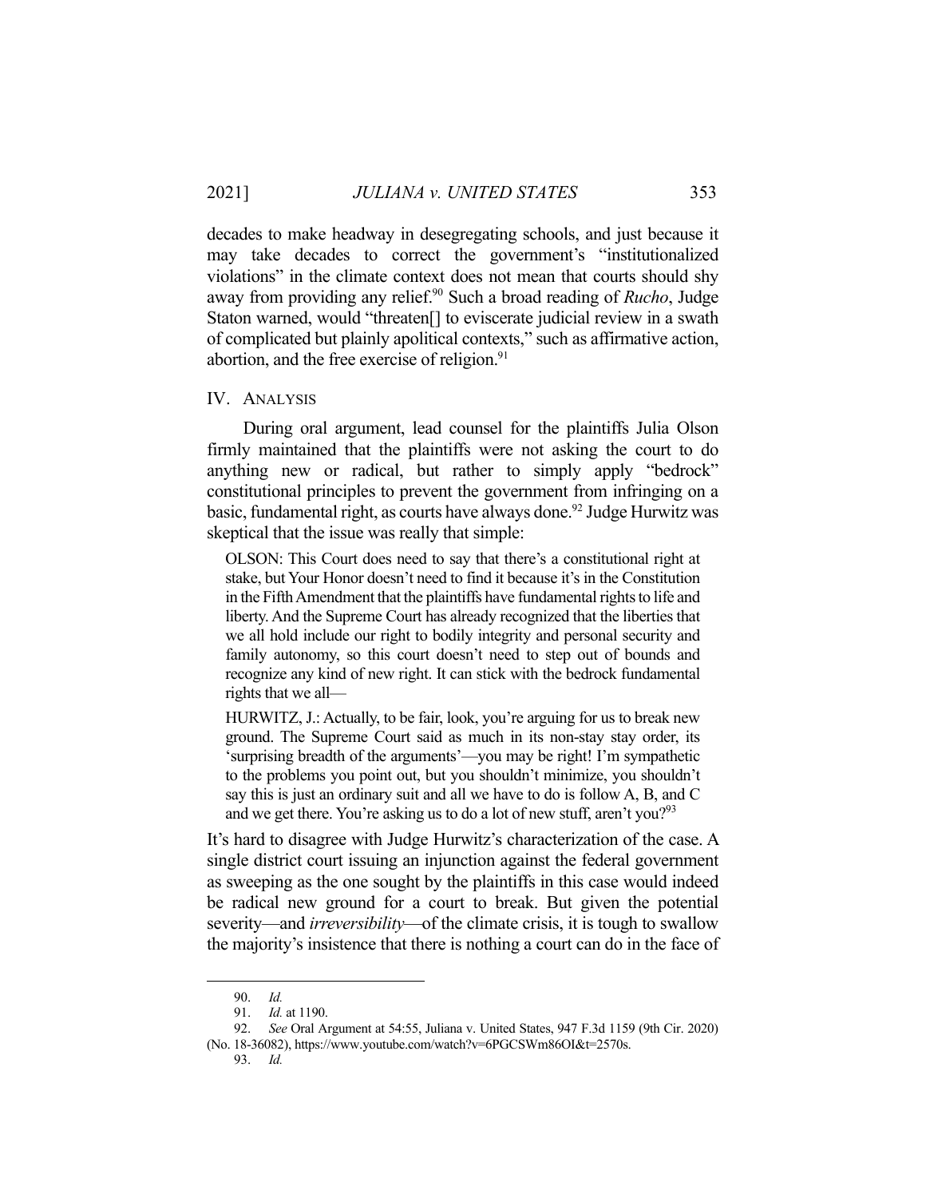decades to make headway in desegregating schools, and just because it may take decades to correct the government's "institutionalized violations" in the climate context does not mean that courts should shy away from providing any relief.[90] Such a broad reading of *Rucho*, Judge Staton warned, would "threaten[] to eviscerate judicial review in a swath of complicated but plainly apolitical contexts," such as affirmative action, abortion, and the free exercise of religion.[91]

## IV. ANALYSIS

During oral argument, lead counsel for the plaintiffs Julia Olson firmly maintained that the plaintiffs were not asking the court to do anything new or radical, but rather to simply apply "bedrock" constitutional principles to prevent the government from infringing on a basic, fundamental right, as courts have always done.[92] Judge Hurwitz was skeptical that the issue was really that simple:

> OLSON: This Court does need to say that there's a constitutional right at stake, but Your Honor doesn't need to find it because it's in the Constitution in the Fifth Amendment that the plaintiffs have fundamental rights to life and liberty. And the Supreme Court has already recognized that the liberties that we all hold include our right to bodily integrity and personal security and family autonomy, so this court doesn't need to step out of bounds and recognize any kind of new right. It can stick with the bedrock fundamental rights that we all—
>
> HURWITZ, J.: Actually, to be fair, look, you're arguing for us to break new ground. The Supreme Court said as much in its non-stay stay order, its 'surprising breadth of the arguments'—you may be right! I'm sympathetic to the problems you point out, but you shouldn't minimize, you shouldn't say this is just an ordinary suit and all we have to do is follow A, B, and C and we get there. You're asking us to do a lot of new stuff, aren't you?[93]

It's hard to disagree with Judge Hurwitz's characterization of the case. A single district court issuing an injunction against the federal government as sweeping as the one sought by the plaintiffs in this case would indeed be radical new ground for a court to break. But given the potential severity—and *irreversibility*—of the climate crisis, it is tough to swallow the majority's insistence that there is nothing a court can do in the face of

---

90. *Id.*

91. *Id.* at 1190.

92. *See* Oral Argument at 54:55, Juliana v. United States, 947 F.3d 1159 (9th Cir. 2020) (No. 18-36082), https://www.youtube.com/watch?v=6PGCSWm86OI&t=2570s.

93. *Id.*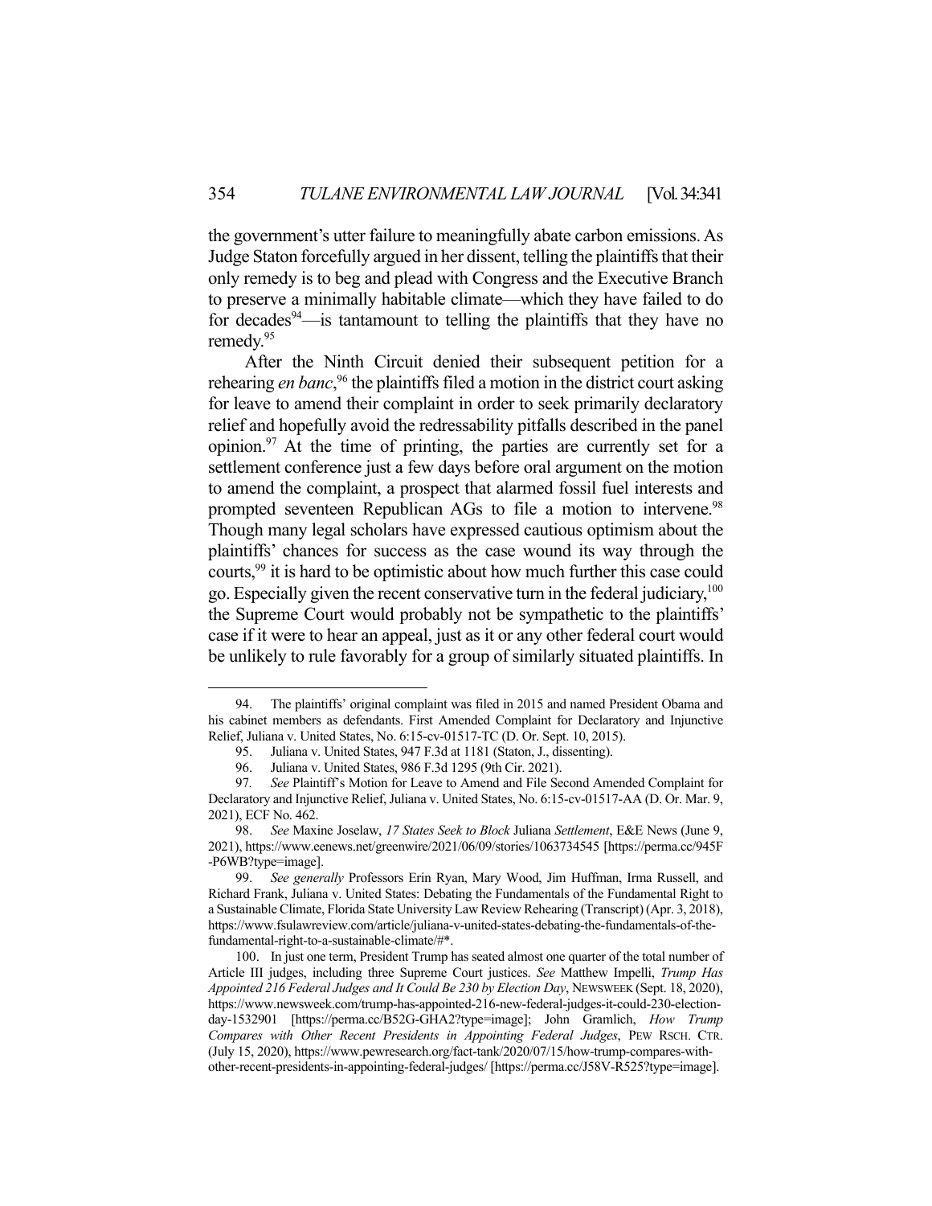the government's utter failure to meaningfully abate carbon emissions. As Judge Staton forcefully argued in her dissent, telling the plaintiffs that their only remedy is to beg and plead with Congress and the Executive Branch to preserve a minimally habitable climate—which they have failed to do for decades[94]—is tantamount to telling the plaintiffs that they have no remedy.[95]

After the Ninth Circuit denied their subsequent petition for a rehearing *en banc*,[96] the plaintiffs filed a motion in the district court asking for leave to amend their complaint in order to seek primarily declaratory relief and hopefully avoid the redressability pitfalls described in the panel opinion.[97] At the time of printing, the parties are currently set for a settlement conference just a few days before oral argument on the motion to amend the complaint, a prospect that alarmed fossil fuel interests and prompted seventeen Republican AGs to file a motion to intervene.[98] Though many legal scholars have expressed cautious optimism about the plaintiffs' chances for success as the case wound its way through the courts,[99] it is hard to be optimistic about how much further this case could go. Especially given the recent conservative turn in the federal judiciary,[100] the Supreme Court would probably not be sympathetic to the plaintiffs' case if it were to hear an appeal, just as it or any other federal court would be unlikely to rule favorably for a group of similarly situated plaintiffs. In

---

94. The plaintiffs' original complaint was filed in 2015 and named President Obama and his cabinet members as defendants. First Amended Complaint for Declaratory and Injunctive Relief, Juliana v. United States, No. 6:15-cv-01517-TC (D. Or. Sept. 10, 2015).

95. Juliana v. United States, 947 F.3d at 1181 (Staton, J., dissenting).

96. Juliana v. United States, 986 F.3d 1295 (9th Cir. 2021).

97. *See* Plaintiff's Motion for Leave to Amend and File Second Amended Complaint for Declaratory and Injunctive Relief, Juliana v. United States, No. 6:15-cv-01517-AA (D. Or. Mar. 9, 2021), ECF No. 462.

98. *See* Maxine Joselaw, *17 States Seek to Block* Juliana *Settlement*, E&E News (June 9, 2021), https://www.eenews.net/greenwire/2021/06/09/stories/1063734545 [https://perma.cc/945F-P6WB?type=image].

99. *See generally* Professors Erin Ryan, Mary Wood, Jim Huffman, Irma Russell, and Richard Frank, Juliana v. United States: Debating the Fundamentals of the Fundamental Right to a Sustainable Climate, Florida State University Law Review Rehearing (Transcript) (Apr. 3, 2018), https://www.fsulawreview.com/article/juliana-v-united-states-debating-the-fundamentals-of-the-fundamental-right-to-a-sustainable-climate/#*.

100. In just one term, President Trump has seated almost one quarter of the total number of Article III judges, including three Supreme Court justices. *See* Matthew Impelli, *Trump Has Appointed 216 Federal Judges and It Could Be 230 by Election Day*, NEWSWEEK (Sept. 18, 2020), https://www.newsweek.com/trump-has-appointed-216-new-federal-judges-it-could-230-election-day-1532901 [https://perma.cc/B52G-GHA2?type=image]; John Gramlich, *How Trump Compares with Other Recent Presidents in Appointing Federal Judges*, PEW RSCH. CTR. (July 15, 2020), https://www.pewresearch.org/fact-tank/2020/07/15/how-trump-compares-with-other-recent-presidents-in-appointing-federal-judges/ [https://perma.cc/J58V-R525?type=image].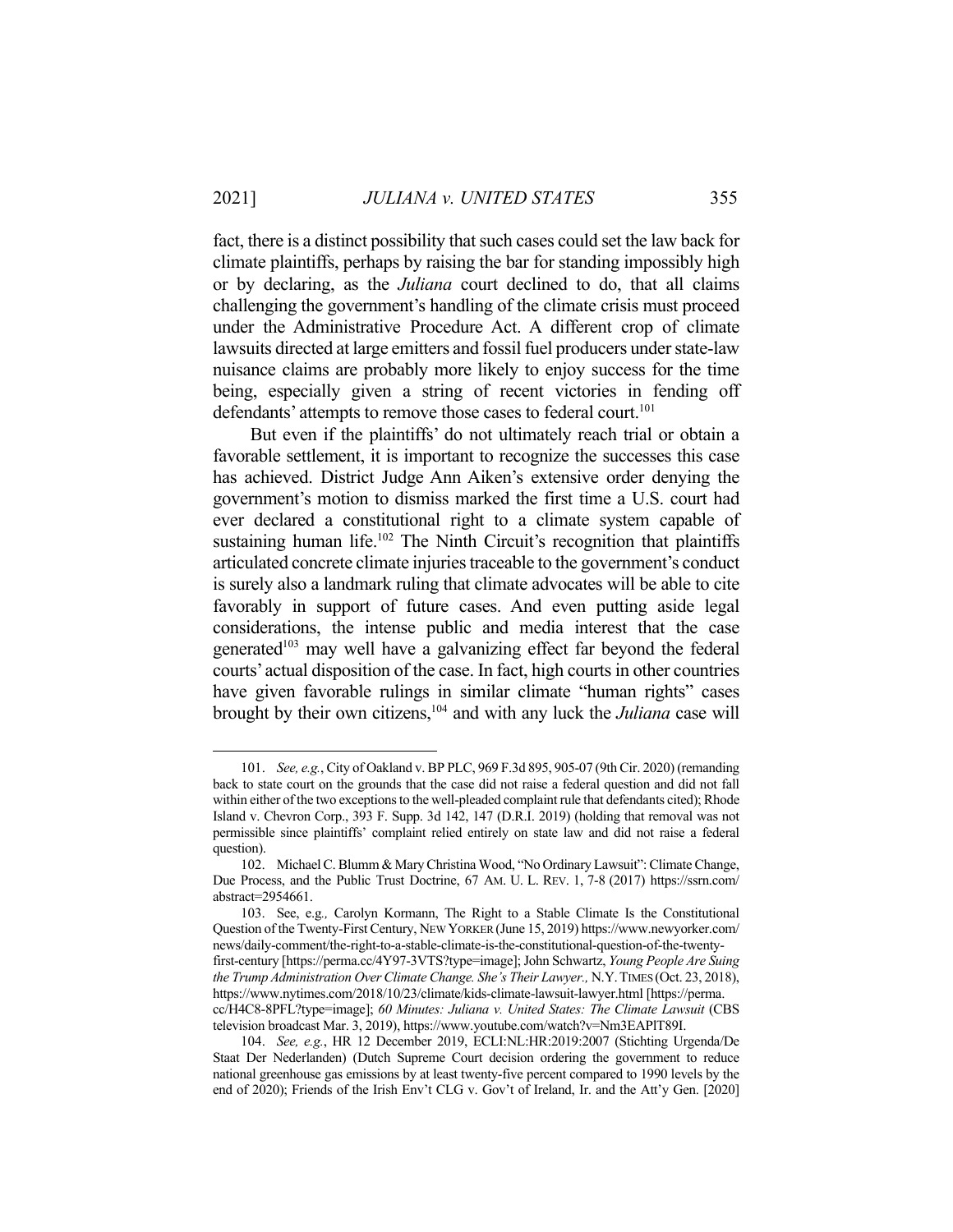fact, there is a distinct possibility that such cases could set the law back for climate plaintiffs, perhaps by raising the bar for standing impossibly high or by declaring, as the *Juliana* court declined to do, that all claims challenging the government's handling of the climate crisis must proceed under the Administrative Procedure Act. A different crop of climate lawsuits directed at large emitters and fossil fuel producers under state-law nuisance claims are probably more likely to enjoy success for the time being, especially given a string of recent victories in fending off defendants' attempts to remove those cases to federal court.[101]

But even if the plaintiffs' do not ultimately reach trial or obtain a favorable settlement, it is important to recognize the successes this case has achieved. District Judge Ann Aiken's extensive order denying the government's motion to dismiss marked the first time a U.S. court had ever declared a constitutional right to a climate system capable of sustaining human life.[102] The Ninth Circuit's recognition that plaintiffs articulated concrete climate injuries traceable to the government's conduct is surely also a landmark ruling that climate advocates will be able to cite favorably in support of future cases. And even putting aside legal considerations, the intense public and media interest that the case generated[103] may well have a galvanizing effect far beyond the federal courts' actual disposition of the case. In fact, high courts in other countries have given favorable rulings in similar climate "human rights" cases brought by their own citizens,[104] and with any luck the *Juliana* case will

---

101. *See, e.g.*, City of Oakland v. BP PLC, 969 F.3d 895, 905-07 (9th Cir. 2020) (remanding back to state court on the grounds that the case did not raise a federal question and did not fall within either of the two exceptions to the well-pleaded complaint rule that defendants cited); Rhode Island v. Chevron Corp., 393 F. Supp. 3d 142, 147 (D.R.I. 2019) (holding that removal was not permissible since plaintiffs' complaint relied entirely on state law and did not raise a federal question).

102. Michael C. Blumm & Mary Christina Wood, "No Ordinary Lawsuit": Climate Change, Due Process, and the Public Trust Doctrine, 67 AM. U. L. REV. 1, 7-8 (2017) https://ssrn.com/abstract=2954661.

103. See, e.g., Carolyn Kormann, The Right to a Stable Climate Is the Constitutional Question of the Twenty-First Century, NEW YORKER (June 15, 2019) https://www.newyorker.com/news/daily-comment/the-right-to-a-stable-climate-is-the-constitutional-question-of-the-twenty-first-century [https://perma.cc/4Y97-3VTS?type=image]; John Schwartz, *Young People Are Suing the Trump Administration Over Climate Change. She's Their Lawyer.*, N.Y. TIMES (Oct. 23, 2018), https://www.nytimes.com/2018/10/23/climate/kids-climate-lawsuit-lawyer.html [https://perma.cc/H4C8-8PFL?type=image]; *60 Minutes: Juliana v. United States: The Climate Lawsuit* (CBS television broadcast Mar. 3, 2019), https://www.youtube.com/watch?v=Nm3EAPlT89I.

104. *See, e.g.*, HR 12 December 2019, ECLI:NL:HR:2019:2007 (Stichting Urgenda/De Staat Der Nederlanden) (Dutch Supreme Court decision ordering the government to reduce national greenhouse gas emissions by at least twenty-five percent compared to 1990 levels by the end of 2020); Friends of the Irish Env't CLG v. Gov't of Ireland, Ir. and the Att'y Gen. [2020]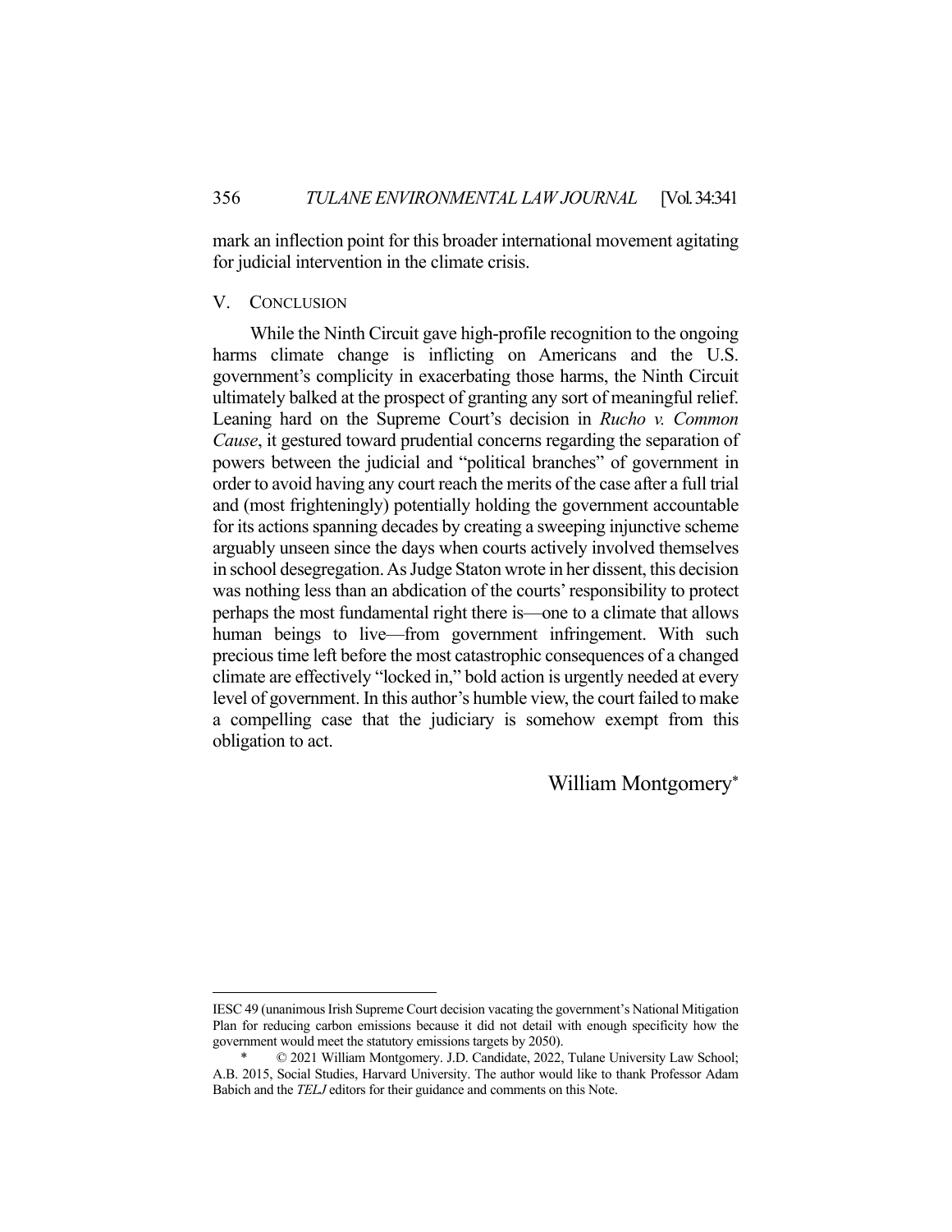mark an inflection point for this broader international movement agitating for judicial intervention in the climate crisis.

## V. CONCLUSION

While the Ninth Circuit gave high-profile recognition to the ongoing harms climate change is inflicting on Americans and the U.S. government's complicity in exacerbating those harms, the Ninth Circuit ultimately balked at the prospect of granting any sort of meaningful relief. Leaning hard on the Supreme Court's decision in *Rucho v. Common Cause*, it gestured toward prudential concerns regarding the separation of powers between the judicial and "political branches" of government in order to avoid having any court reach the merits of the case after a full trial and (most frighteningly) potentially holding the government accountable for its actions spanning decades by creating a sweeping injunctive scheme arguably unseen since the days when courts actively involved themselves in school desegregation. As Judge Staton wrote in her dissent, this decision was nothing less than an abdication of the courts' responsibility to protect perhaps the most fundamental right there is—one to a climate that allows human beings to live—from government infringement. With such precious time left before the most catastrophic consequences of a changed climate are effectively "locked in," bold action is urgently needed at every level of government. In this author's humble view, the court failed to make a compelling case that the judiciary is somehow exempt from this obligation to act.

William Montgomery*

---

IESC 49 (unanimous Irish Supreme Court decision vacating the government's National Mitigation Plan for reducing carbon emissions because it did not detail with enough specificity how the government would meet the statutory emissions targets by 2050).

\* © 2021 William Montgomery. J.D. Candidate, 2022, Tulane University Law School; A.B. 2015, Social Studies, Harvard University. The author would like to thank Professor Adam Babich and the *TELJ* editors for their guidance and comments on this Note.